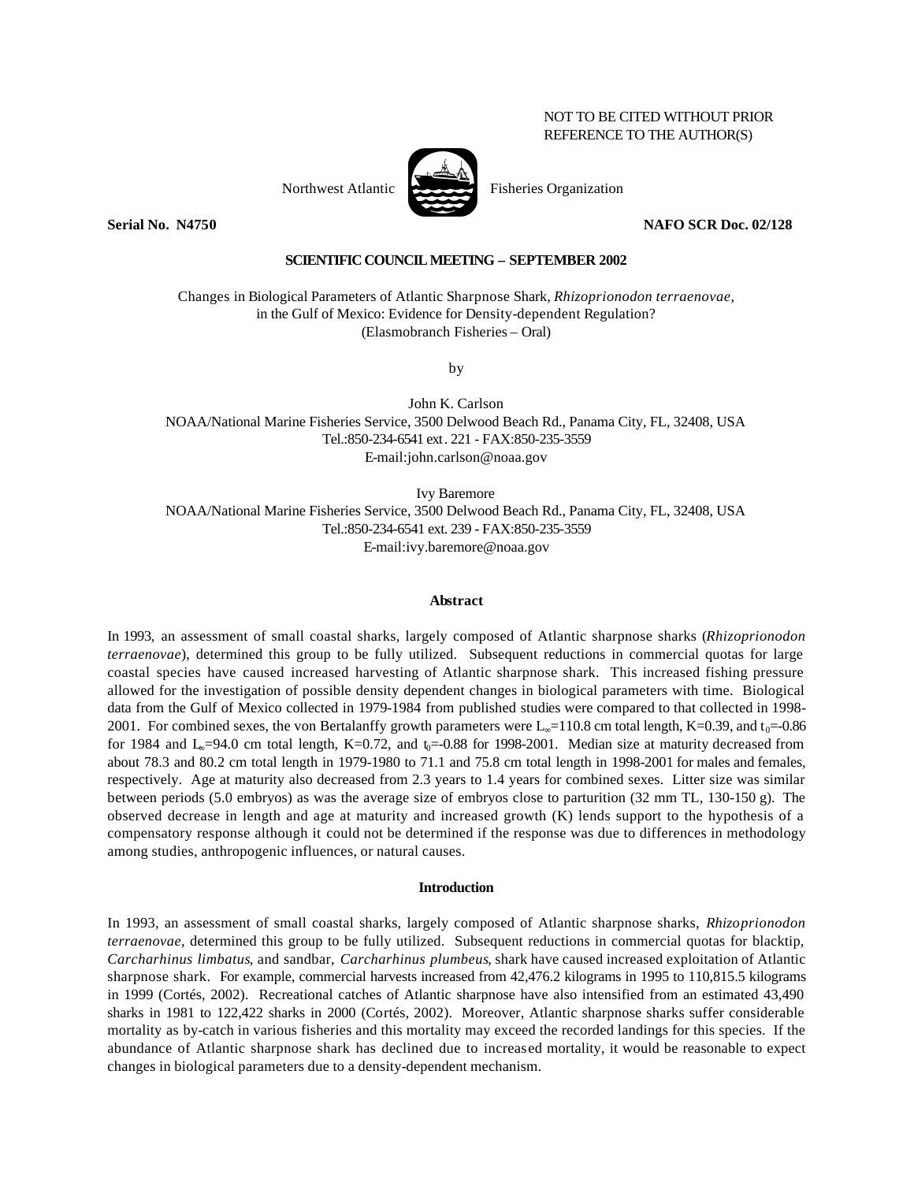NOT TO BE CITED WITHOUT PRIOR REFERENCE TO THE AUTHOR(S)

Northwest Atlantic Fisheries Organization

**Serial No. N4750** **NAFO SCR Doc. 02/128**

**SCIENTIFIC COUNCIL MEETING – SEPTEMBER 2002**

# Changes in Biological Parameters of Atlantic Sharpnose Shark, *Rhizoprionodon terraenovae*, in the Gulf of Mexico: Evidence for Density-dependent Regulation?

(Elasmobranch Fisheries – Oral)

by

John K. Carlson
NOAA/National Marine Fisheries Service, 3500 Delwood Beach Rd., Panama City, FL, 32408, USA
Tel.:850-234-6541 ext. 221 - FAX:850-235-3559
E-mail:john.carlson@noaa.gov

Ivy Baremore
NOAA/National Marine Fisheries Service, 3500 Delwood Beach Rd., Panama City, FL, 32408, USA
Tel.:850-234-6541 ext. 239 - FAX:850-235-3559
E-mail:ivy.baremore@noaa.gov

## Abstract

In 1993, an assessment of small coastal sharks, largely composed of Atlantic sharpnose sharks (*Rhizoprionodon terraenovae*), determined this group to be fully utilized. Subsequent reductions in commercial quotas for large coastal species have caused increased harvesting of Atlantic sharpnose shark. This increased fishing pressure allowed for the investigation of possible density dependent changes in biological parameters with time. Biological data from the Gulf of Mexico collected in 1979-1984 from published studies were compared to that collected in 1998-2001. For combined sexes, the von Bertalanffy growth parameters were $L_\infty$=110.8 cm total length, K=0.39, and $t_0$=-0.86 for 1984 and $L_\infty$=94.0 cm total length, K=0.72, and $t_0$=-0.88 for 1998-2001. Median size at maturity decreased from about 78.3 and 80.2 cm total length in 1979-1980 to 71.1 and 75.8 cm total length in 1998-2001 for males and females, respectively. Age at maturity also decreased from 2.3 years to 1.4 years for combined sexes. Litter size was similar between periods (5.0 embryos) as was the average size of embryos close to parturition (32 mm TL, 130-150 g). The observed decrease in length and age at maturity and increased growth (K) lends support to the hypothesis of a compensatory response although it could not be determined if the response was due to differences in methodology among studies, anthropogenic influences, or natural causes.

## Introduction

In 1993, an assessment of small coastal sharks, largely composed of Atlantic sharpnose sharks, *Rhizoprionodon terraenovae*, determined this group to be fully utilized. Subsequent reductions in commercial quotas for blacktip, *Carcharhinus limbatus*, and sandbar, *Carcharhinus plumbeus*, shark have caused increased exploitation of Atlantic sharpnose shark. For example, commercial harvests increased from 42,476.2 kilograms in 1995 to 110,815.5 kilograms in 1999 (Cortés, 2002). Recreational catches of Atlantic sharpnose have also intensified from an estimated 43,490 sharks in 1981 to 122,422 sharks in 2000 (Cortés, 2002). Moreover, Atlantic sharpnose sharks suffer considerable mortality as by-catch in various fisheries and this mortality may exceed the recorded landings for this species. If the abundance of Atlantic sharpnose shark has declined due to increased mortality, it would be reasonable to expect changes in biological parameters due to a density-dependent mechanism.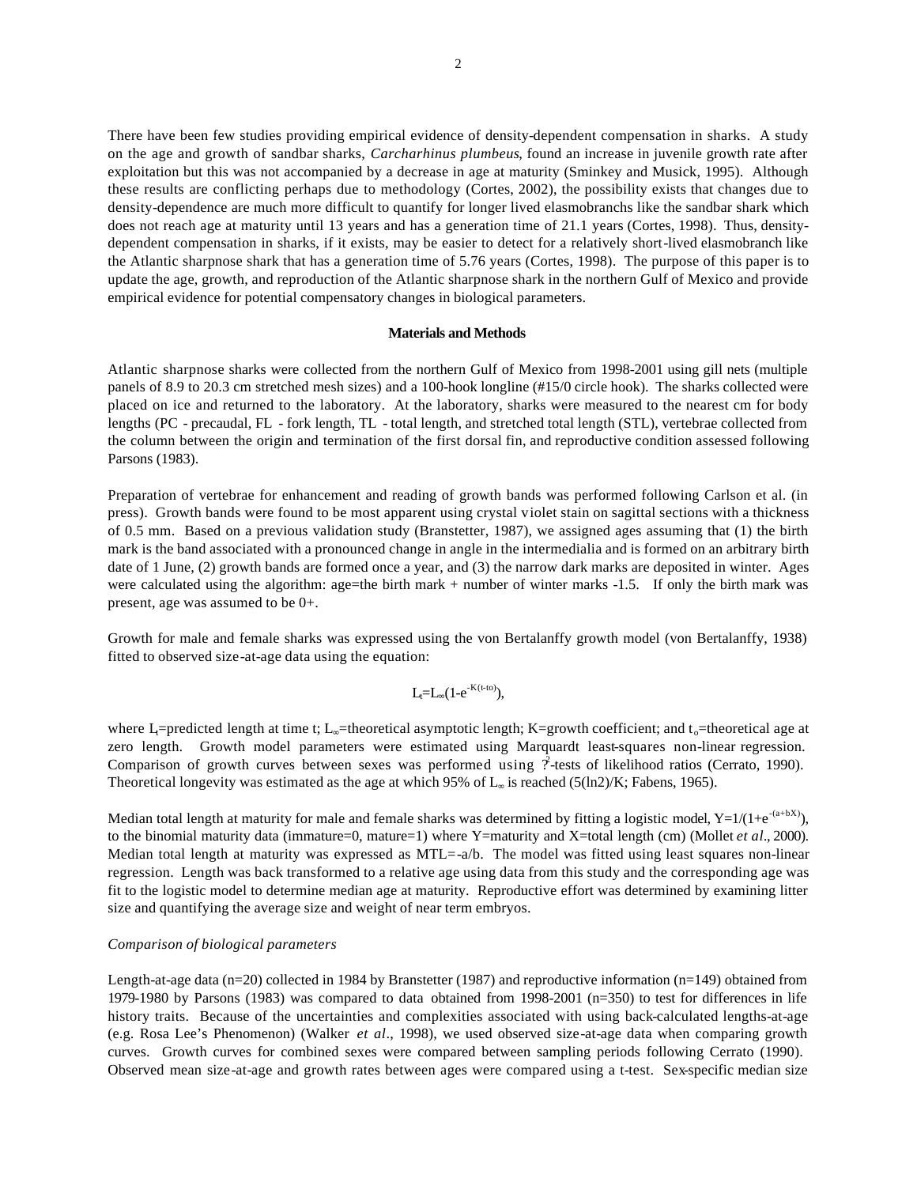There have been few studies providing empirical evidence of density-dependent compensation in sharks. A study on the age and growth of sandbar sharks, *Carcharhinus plumbeus*, found an increase in juvenile growth rate after exploitation but this was not accompanied by a decrease in age at maturity (Sminkey and Musick, 1995). Although these results are conflicting perhaps due to methodology (Cortes, 2002), the possibility exists that changes due to density-dependence are much more difficult to quantify for longer lived elasmobranchs like the sandbar shark which does not reach age at maturity until 13 years and has a generation time of 21.1 years (Cortes, 1998). Thus, density-dependent compensation in sharks, if it exists, may be easier to detect for a relatively short-lived elasmobranch like the Atlantic sharpnose shark that has a generation time of 5.76 years (Cortes, 1998). The purpose of this paper is to update the age, growth, and reproduction of the Atlantic sharpnose shark in the northern Gulf of Mexico and provide empirical evidence for potential compensatory changes in biological parameters.

## Materials and Methods

Atlantic sharpnose sharks were collected from the northern Gulf of Mexico from 1998-2001 using gill nets (multiple panels of 8.9 to 20.3 cm stretched mesh sizes) and a 100-hook longline (#15/0 circle hook). The sharks collected were placed on ice and returned to the laboratory. At the laboratory, sharks were measured to the nearest cm for body lengths (PC - precaudal, FL - fork length, TL - total length, and stretched total length (STL), vertebrae collected from the column between the origin and termination of the first dorsal fin, and reproductive condition assessed following Parsons (1983).

Preparation of vertebrae for enhancement and reading of growth bands was performed following Carlson et al. (in press). Growth bands were found to be most apparent using crystal violet stain on sagittal sections with a thickness of 0.5 mm. Based on a previous validation study (Branstetter, 1987), we assigned ages assuming that (1) the birth mark is the band associated with a pronounced change in angle in the intermedialia and is formed on an arbitrary birth date of 1 June, (2) growth bands are formed once a year, and (3) the narrow dark marks are deposited in winter. Ages were calculated using the algorithm: age=the birth mark + number of winter marks -1.5. If only the birth mark was present, age was assumed to be 0+.

Growth for male and female sharks was expressed using the von Bertalanffy growth model (von Bertalanffy, 1938) fitted to observed size-at-age data using the equation:

$$L_t = L_\infty(1-e^{-K(t-t_o)}),$$

where $L_t$=predicted length at time t; $L_\infty$=theoretical asymptotic length; K=growth coefficient; and $t_o$=theoretical age at zero length. Growth model parameters were estimated using Marquardt least-squares non-linear regression. Comparison of growth curves between sexes was performed using $\chi^2$-tests of likelihood ratios (Cerrato, 1990). Theoretical longevity was estimated as the age at which 95% of $L_\infty$ is reached (5(ln2)/K; Fabens, 1965).

Median total length at maturity for male and female sharks was determined by fitting a logistic model, $Y=1/(1+e^{-(a+bX)})$, to the binomial maturity data (immature=0, mature=1) where Y=maturity and X=total length (cm) (Mollet *et al*., 2000). Median total length at maturity was expressed as MTL=-a/b. The model was fitted using least squares non-linear regression. Length was back transformed to a relative age using data from this study and the corresponding age was fit to the logistic model to determine median age at maturity. Reproductive effort was determined by examining litter size and quantifying the average size and weight of near term embryos.

### *Comparison of biological parameters*

Length-at-age data (n=20) collected in 1984 by Branstetter (1987) and reproductive information (n=149) obtained from 1979-1980 by Parsons (1983) was compared to data obtained from 1998-2001 (n=350) to test for differences in life history traits. Because of the uncertainties and complexities associated with using back-calculated lengths-at-age (e.g. Rosa Lee's Phenomenon) (Walker *et al*., 1998), we used observed size-at-age data when comparing growth curves. Growth curves for combined sexes were compared between sampling periods following Cerrato (1990). Observed mean size-at-age and growth rates between ages were compared using a t-test. Sex-specific median size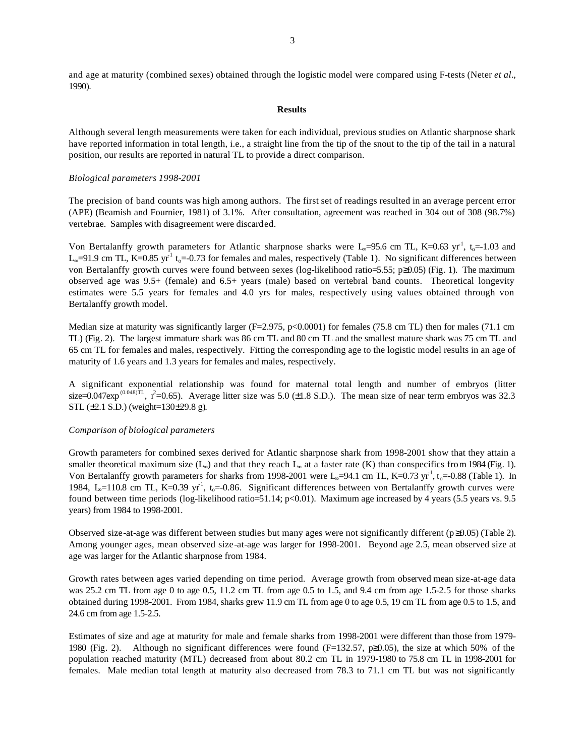and age at maturity (combined sexes) obtained through the logistic model were compared using F-tests (Neter *et al*., 1990).

**Results**

Although several length measurements were taken for each individual, previous studies on Atlantic sharpnose shark have reported information in total length, i.e., a straight line from the tip of the snout to the tip of the tail in a natural position, our results are reported in natural TL to provide a direct comparison.

*Biological parameters 1998-2001*

The precision of band counts was high among authors. The first set of readings resulted in an average percent error (APE) (Beamish and Fournier, 1981) of 3.1%. After consultation, agreement was reached in 304 out of 308 (98.7%) vertebrae. Samples with disagreement were discarded.

Von Bertalanffy growth parameters for Atlantic sharpnose sharks were $L_\infty$=95.6 cm TL, K=0.63 $yr^{-1}$, $t_o$=-1.03 and $L_\infty$=91.9 cm TL, K=0.85 $yr^{-1}$ $t_o$=-0.73 for females and males, respectively (Table 1). No significant differences between von Bertalanffy growth curves were found between sexes (log-likelihood ratio=5.55; $p \geq 0.05$) (Fig. 1). The maximum observed age was 9.5+ (female) and 6.5+ years (male) based on vertebral band counts. Theoretical longevity estimates were 5.5 years for females and 4.0 yrs for males, respectively using values obtained through von Bertalanffy growth model.

Median size at maturity was significantly larger (F=2.975, $p<0.0001$) for females (75.8 cm TL) then for males (71.1 cm TL) (Fig. 2). The largest immature shark was 86 cm TL and 80 cm TL and the smallest mature shark was 75 cm TL and 65 cm TL for females and males, respectively. Fitting the corresponding age to the logistic model results in an age of maturity of 1.6 years and 1.3 years for females and males, respectively.

A significant exponential relationship was found for maternal total length and number of embryos (litter size=$0.047\exp^{(0.048)TL}$, $r^2$=0.65). Average litter size was 5.0 (±1.8 S.D.). The mean size of near term embryos was 32.3 STL (±2.1 S.D.) (weight=130±29.8 g).

*Comparison of biological parameters*

Growth parameters for combined sexes derived for Atlantic sharpnose shark from 1998-2001 show that they attain a smaller theoretical maximum size ($L_\infty$) and that they reach $L_\infty$ at a faster rate (K) than conspecifics from 1984 (Fig. 1). Von Bertalanffy growth parameters for sharks from 1998-2001 were $L_\infty$=94.1 cm TL, K=0.73 $yr^{-1}$, $t_o$=-0.88 (Table 1). In 1984, $L_\infty$=110.8 cm TL, K=0.39 $yr^{-1}$, $t_o$=-0.86. Significant differences between von Bertalanffy growth curves were found between time periods (log-likelihood ratio=51.14; $p<0.01$). Maximum age increased by 4 years (5.5 years vs. 9.5 years) from 1984 to 1998-2001.

Observed size-at-age was different between studies but many ages were not significantly different ($p \geq 0.05$) (Table 2). Among younger ages, mean observed size-at-age was larger for 1998-2001. Beyond age 2.5, mean observed size at age was larger for the Atlantic sharpnose from 1984.

Growth rates between ages varied depending on time period. Average growth from observed mean size-at-age data was 25.2 cm TL from age 0 to age 0.5, 11.2 cm TL from age 0.5 to 1.5, and 9.4 cm from age 1.5-2.5 for those sharks obtained during 1998-2001. From 1984, sharks grew 11.9 cm TL from age 0 to age 0.5, 19 cm TL from age 0.5 to 1.5, and 24.6 cm from age 1.5-2.5.

Estimates of size and age at maturity for male and female sharks from 1998-2001 were different than those from 1979-1980 (Fig. 2). Although no significant differences were found (F=132.57, $p \geq 0.05$), the size at which 50% of the population reached maturity (MTL) decreased from about 80.2 cm TL in 1979-1980 to 75.8 cm TL in 1998-2001 for females. Male median total length at maturity also decreased from 78.3 to 71.1 cm TL but was not significantly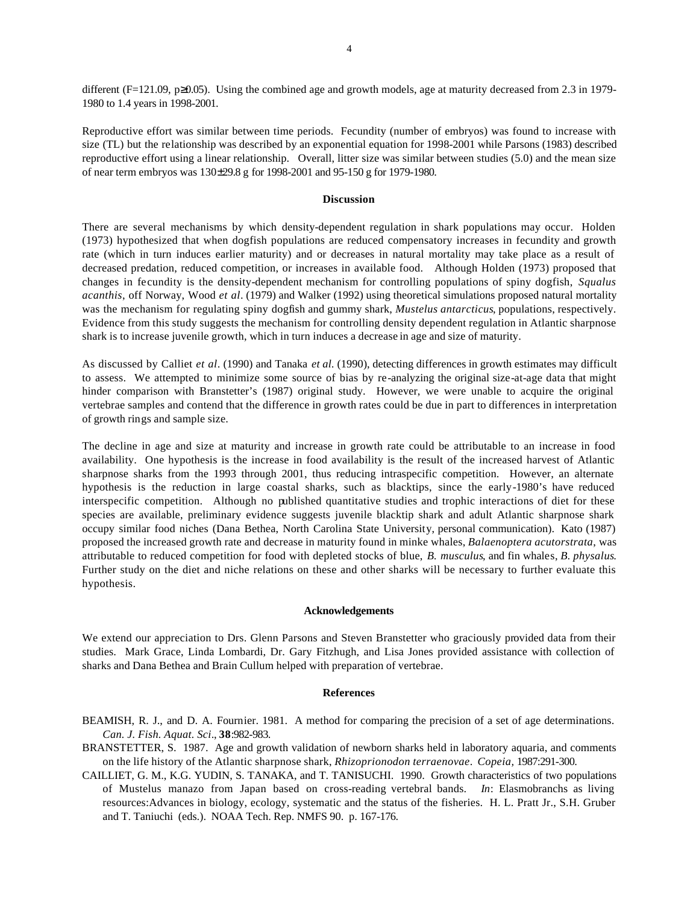different ($F=121.09$, $p\geq 0.05$). Using the combined age and growth models, age at maturity decreased from 2.3 in 1979-1980 to 1.4 years in 1998-2001.

Reproductive effort was similar between time periods. Fecundity (number of embryos) was found to increase with size (TL) but the relationship was described by an exponential equation for 1998-2001 while Parsons (1983) described reproductive effort using a linear relationship. Overall, litter size was similar between studies (5.0) and the mean size of near term embryos was $130\pm 29.8$ g for 1998-2001 and 95-150 g for 1979-1980.

## Discussion

There are several mechanisms by which density-dependent regulation in shark populations may occur. Holden (1973) hypothesized that when dogfish populations are reduced compensatory increases in fecundity and growth rate (which in turn induces earlier maturity) and or decreases in natural mortality may take place as a result of decreased predation, reduced competition, or increases in available food. Although Holden (1973) proposed that changes in fecundity is the density-dependent mechanism for controlling populations of spiny dogfish, *Squalus acanthis*, off Norway, Wood *et al*. (1979) and Walker (1992) using theoretical simulations proposed natural mortality was the mechanism for regulating spiny dogfish and gummy shark, *Mustelus antarcticus*, populations, respectively. Evidence from this study suggests the mechanism for controlling density dependent regulation in Atlantic sharpnose shark is to increase juvenile growth, which in turn induces a decrease in age and size of maturity.

As discussed by Calliet *et al*. (1990) and Tanaka *et al*. (1990), detecting differences in growth estimates may difficult to assess. We attempted to minimize some source of bias by re-analyzing the original size-at-age data that might hinder comparison with Branstetter's (1987) original study. However, we were unable to acquire the original vertebrae samples and contend that the difference in growth rates could be due in part to differences in interpretation of growth rings and sample size.

The decline in age and size at maturity and increase in growth rate could be attributable to an increase in food availability. One hypothesis is the increase in food availability is the result of the increased harvest of Atlantic sharpnose sharks from the 1993 through 2001, thus reducing intraspecific competition. However, an alternate hypothesis is the reduction in large coastal sharks, such as blacktips, since the early-1980's have reduced interspecific competition. Although no published quantitative studies and trophic interactions of diet for these species are available, preliminary evidence suggests juvenile blacktip shark and adult Atlantic sharpnose shark occupy similar food niches (Dana Bethea, North Carolina State University, personal communication). Kato (1987) proposed the increased growth rate and decrease in maturity found in minke whales, *Balaenoptera acutorstrata*, was attributable to reduced competition for food with depleted stocks of blue, *B. musculus*, and fin whales, *B. physalus*. Further study on the diet and niche relations on these and other sharks will be necessary to further evaluate this hypothesis.

## Acknowledgements

We extend our appreciation to Drs. Glenn Parsons and Steven Branstetter who graciously provided data from their studies. Mark Grace, Linda Lombardi, Dr. Gary Fitzhugh, and Lisa Jones provided assistance with collection of sharks and Dana Bethea and Brain Cullum helped with preparation of vertebrae.

## References

BEAMISH, R. J., and D. A. Fournier. 1981. A method for comparing the precision of a set of age determinations. *Can. J. Fish. Aquat. Sci*., **38**:982-983.

BRANSTETTER, S. 1987. Age and growth validation of newborn sharks held in laboratory aquaria, and comments on the life history of the Atlantic sharpnose shark, *Rhizoprionodon terraenovae*. *Copeia*, 1987:291-300.

CAILLIET, G. M., K.G. YUDIN, S. TANAKA, and T. TANISUCHI. 1990. Growth characteristics of two populations of Mustelus manazo from Japan based on cross-reading vertebral bands. *In*: Elasmobranchs as living resources:Advances in biology, ecology, systematic and the status of the fisheries. H. L. Pratt Jr., S.H. Gruber and T. Taniuchi (eds.). NOAA Tech. Rep. NMFS 90. p. 167-176.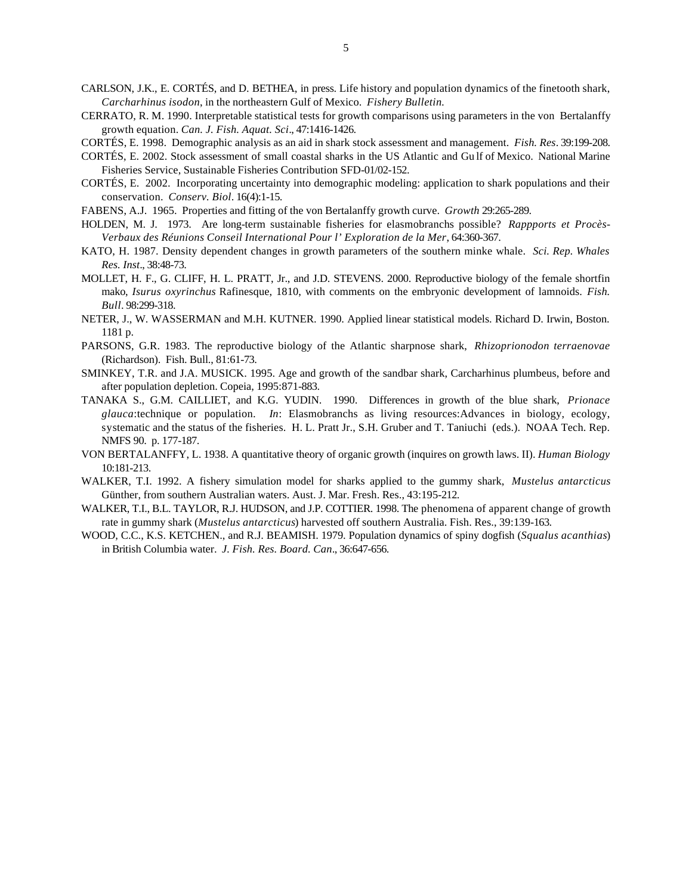CARLSON, J.K., E. CORTÉS, and D. BETHEA, in press. Life history and population dynamics of the finetooth shark, *Carcharhinus isodon*, in the northeastern Gulf of Mexico. *Fishery Bulletin.*

CERRATO, R. M. 1990. Interpretable statistical tests for growth comparisons using parameters in the von Bertalanffy growth equation. *Can. J. Fish. Aquat. Sci*., 47:1416-1426.

CORTÉS, E. 1998. Demographic analysis as an aid in shark stock assessment and management. *Fish. Res*. 39:199-208.

CORTÉS, E. 2002. Stock assessment of small coastal sharks in the US Atlantic and Gu lf of Mexico. National Marine Fisheries Service, Sustainable Fisheries Contribution SFD-01/02-152.

CORTÉS, E. 2002. Incorporating uncertainty into demographic modeling: application to shark populations and their conservation. *Conserv. Biol*. 16(4):1-15.

FABENS, A.J. 1965. Properties and fitting of the von Bertalanffy growth curve. *Growth* 29:265-289.

HOLDEN, M. J. 1973. Are long-term sustainable fisheries for elasmobranchs possible? *Rappports et Procès-Verbaux des Réunions Conseil International Pour l' Exploration de la Mer*, 64:360-367.

KATO, H. 1987. Density dependent changes in growth parameters of the southern minke whale. *Sci. Rep. Whales Res. Inst*., 38:48-73.

MOLLET, H. F., G. CLIFF, H. L. PRATT, Jr., and J.D. STEVENS. 2000. Reproductive biology of the female shortfin mako, *Isurus oxyrinchus* Rafinesque, 1810, with comments on the embryonic development of lamnoids. *Fish. Bull*. 98:299-318.

NETER, J., W. WASSERMAN and M.H. KUTNER. 1990. Applied linear statistical models. Richard D. Irwin, Boston. 1181 p.

PARSONS, G.R. 1983. The reproductive biology of the Atlantic sharpnose shark, *Rhizoprionodon terraenovae* (Richardson). Fish. Bull., 81:61-73.

SMINKEY, T.R. and J.A. MUSICK. 1995. Age and growth of the sandbar shark, Carcharhinus plumbeus, before and after population depletion. Copeia, 1995:871-883.

TANAKA S., G.M. CAILLIET, and K.G. YUDIN. 1990. Differences in growth of the blue shark, *Prionace glauca*:technique or population. *In*: Elasmobranchs as living resources:Advances in biology, ecology, systematic and the status of the fisheries. H. L. Pratt Jr., S.H. Gruber and T. Taniuchi (eds.). NOAA Tech. Rep. NMFS 90. p. 177-187.

VON BERTALANFFY, L. 1938. A quantitative theory of organic growth (inquires on growth laws. II). *Human Biology* 10:181-213.

WALKER, T.I. 1992. A fishery simulation model for sharks applied to the gummy shark, *Mustelus antarcticus* Günther, from southern Australian waters. Aust. J. Mar. Fresh. Res., 43:195-212.

WALKER, T.I., B.L. TAYLOR, R.J. HUDSON, and J.P. COTTIER. 1998. The phenomena of apparent change of growth rate in gummy shark (*Mustelus antarcticus*) harvested off southern Australia. Fish. Res., 39:139-163.

WOOD, C.C., K.S. KETCHEN., and R.J. BEAMISH. 1979. Population dynamics of spiny dogfish (*Squalus acanthias*) in British Columbia water. *J. Fish. Res. Board. Can*., 36:647-656.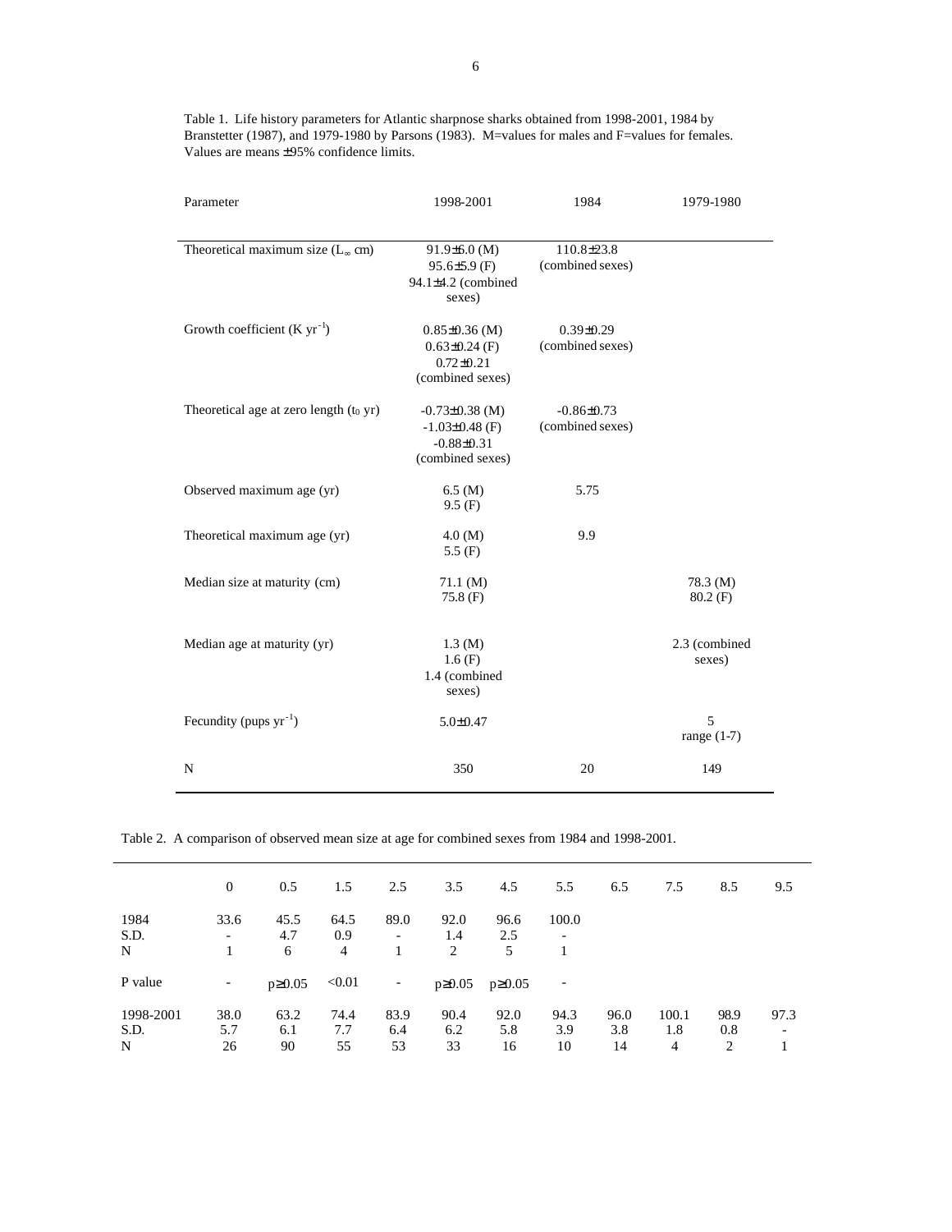Table 1. Life history parameters for Atlantic sharpnose sharks obtained from 1998-2001, 1984 by Branstetter (1987), and 1979-1980 by Parsons (1983). M=values for males and F=values for females. Values are means ±95% confidence limits.

| Parameter | 1998-2001 | 1984 | 1979-1980 |
|---|---|---|---|
| Theoretical maximum size ($L_\infty$ cm) | 91.9±6.0 (M)<br>95.6±5.9 (F)<br>94.1±4.2 (combined sexes) | 110.8±23.8 (combined sexes) | |
| Growth coefficient (K $yr^{-1}$) | 0.85±0.36 (M)<br>0.63±0.24 (F)<br>0.72±0.21 (combined sexes) | 0.39±0.29 (combined sexes) | |
| Theoretical age at zero length ($t_0$ yr) | -0.73±0.38 (M)<br>-1.03±0.48 (F)<br>-0.88±0.31 (combined sexes) | -0.86±0.73 (combined sexes) | |
| Observed maximum age (yr) | 6.5 (M)<br>9.5 (F) | 5.75 | |
| Theoretical maximum age (yr) | 4.0 (M)<br>5.5 (F) | 9.9 | |
| Median size at maturity (cm) | 71.1 (M)<br>75.8 (F) | | 78.3 (M)<br>80.2 (F) |
| Median age at maturity (yr) | 1.3 (M)<br>1.6 (F)<br>1.4 (combined sexes) | | 2.3 (combined sexes) |
| Fecundity (pups $yr^{-1}$) | 5.0±0.47 | | 5<br>range (1-7) |
| N | 350 | 20 | 149 |

Table 2. A comparison of observed mean size at age for combined sexes from 1984 and 1998-2001.

| | 0 | 0.5 | 1.5 | 2.5 | 3.5 | 4.5 | 5.5 | 6.5 | 7.5 | 8.5 | 9.5 |
|---|---|---|---|---|---|---|---|---|---|---|---|
| 1984 | 33.6 | 45.5 | 64.5 | 89.0 | 92.0 | 96.6 | 100.0 | | | | |
| S.D. | - | 4.7 | 0.9 | - | 1.4 | 2.5 | - | | | | |
| N | 1 | 6 | 4 | 1 | 2 | 5 | 1 | | | | |
| P value | - | $p \geq 0.05$ | <0.01 | - | $p \geq 0.05$ | $p \geq 0.05$ | - | | | | |
| 1998-2001 | 38.0 | 63.2 | 74.4 | 83.9 | 90.4 | 92.0 | 94.3 | 96.0 | 100.1 | 98.9 | 97.3 |
| S.D. | 5.7 | 6.1 | 7.7 | 6.4 | 6.2 | 5.8 | 3.9 | 3.8 | 1.8 | 0.8 | - |
| N | 26 | 90 | 55 | 53 | 33 | 16 | 10 | 14 | 4 | 2 | 1 |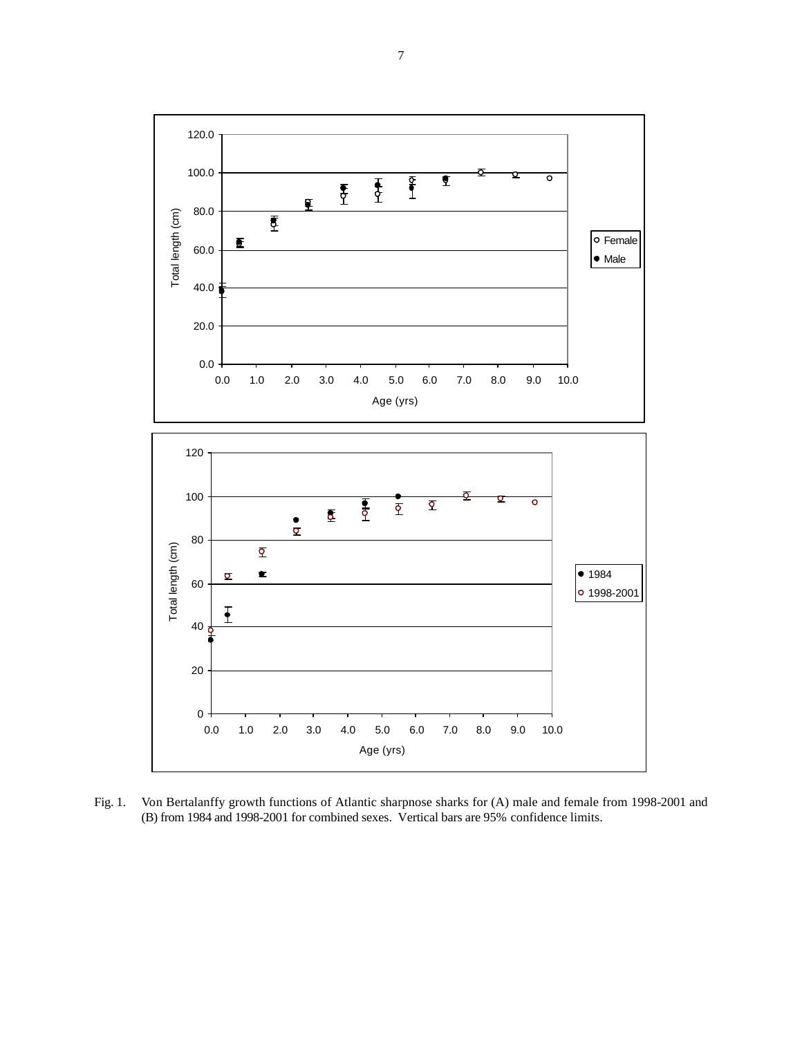Fig. 1. Von Bertalanffy growth functions of Atlantic sharpnose sharks for (A) male and female from 1998-2001 and (B) from 1984 and 1998-2001 for combined sexes. Vertical bars are 95% confidence limits.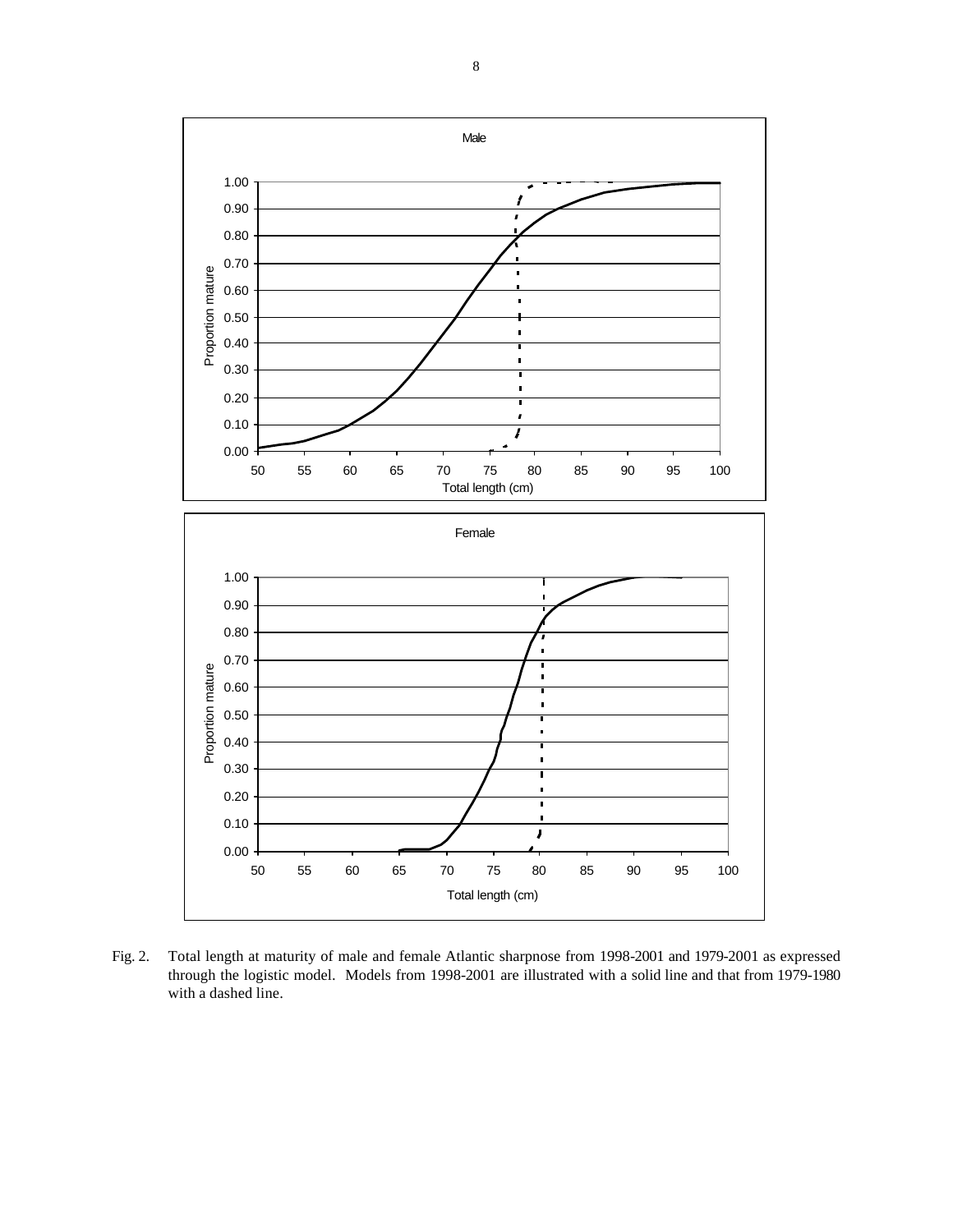Male

1.00
0.90
0.80
0.70
0.60
0.50
0.40
0.30
0.20
0.10
0.00

Proportion mature

50 55 60 65 70 75 80 85 90 95 100

Total length (cm)

Female

1.00
0.90
0.80
0.70
0.60
0.50
0.40
0.30
0.20
0.10
0.00

Proportion mature

50 55 60 65 70 75 80 85 90 95 100

Total length (cm)

Fig. 2. Total length at maturity of male and female Atlantic sharpnose from 1998-2001 and 1979-2001 as expressed through the logistic model. Models from 1998-2001 are illustrated with a solid line and that from 1979-1980 with a dashed line.